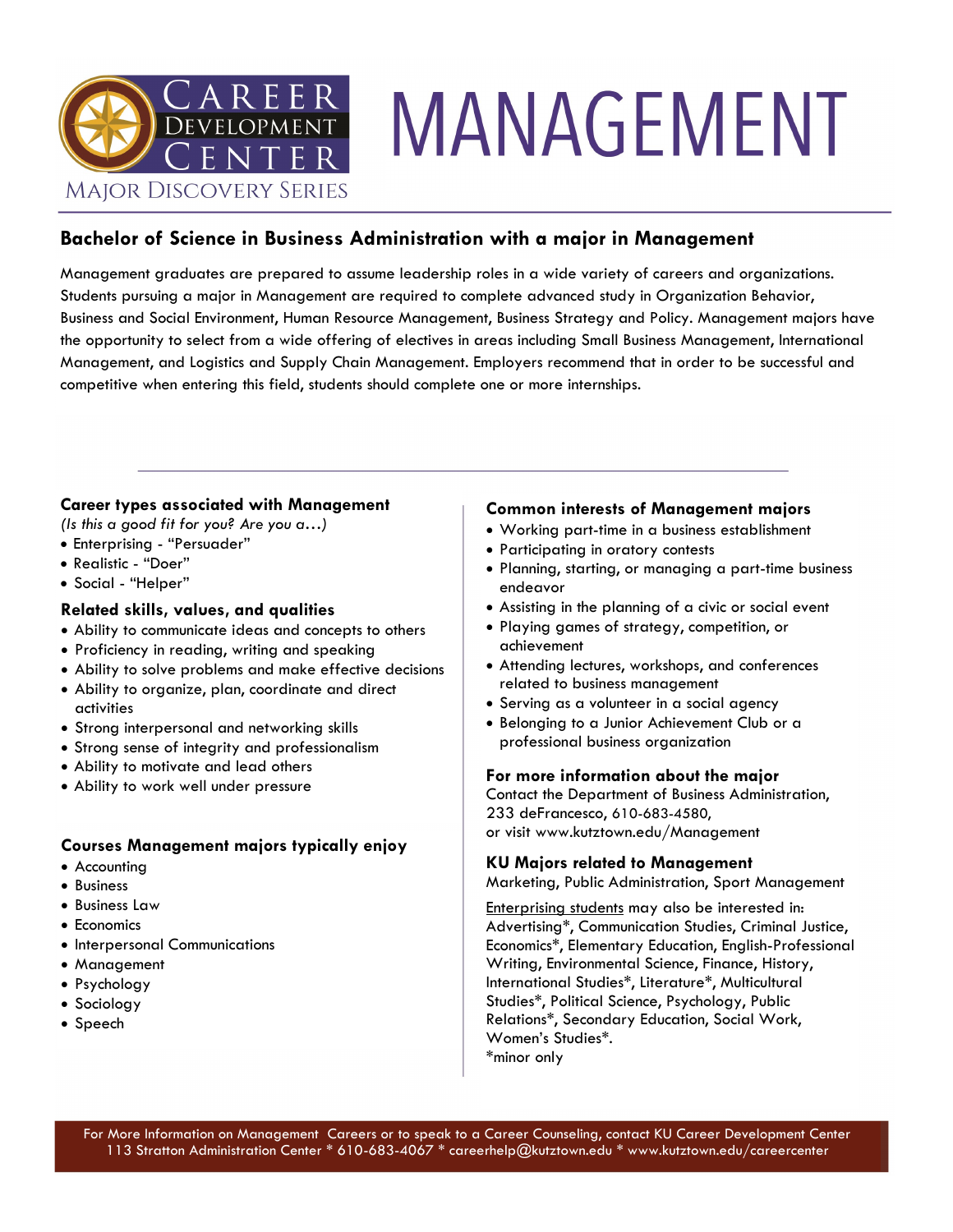Career Development Center
Major Discovery Series

# MANAGEMENT

## Bachelor of Science in Business Administration with a major in Management

Management graduates are prepared to assume leadership roles in a wide variety of careers and organizations. Students pursuing a major in Management are required to complete advanced study in Organization Behavior, Business and Social Environment, Human Resource Management, Business Strategy and Policy. Management majors have the opportunity to select from a wide offering of electives in areas including Small Business Management, International Management, and Logistics and Supply Chain Management. Employers recommend that in order to be successful and competitive when entering this field, students should complete one or more internships.

---

### Career types associated with Management

*(Is this a good fit for you? Are you a…)*

- Enterprising - "Persuader"
- Realistic - "Doer"
- Social - "Helper"

### Related skills, values, and qualities

- Ability to communicate ideas and concepts to others
- Proficiency in reading, writing and speaking
- Ability to solve problems and make effective decisions
- Ability to organize, plan, coordinate and direct activities
- Strong interpersonal and networking skills
- Strong sense of integrity and professionalism
- Ability to motivate and lead others
- Ability to work well under pressure

### Courses Management majors typically enjoy

- Accounting
- Business
- Business Law
- Economics
- Interpersonal Communications
- Management
- Psychology
- Sociology
- Speech

### Common interests of Management majors

- Working part-time in a business establishment
- Participating in oratory contests
- Planning, starting, or managing a part-time business endeavor
- Assisting in the planning of a civic or social event
- Playing games of strategy, competition, or achievement
- Attending lectures, workshops, and conferences related to business management
- Serving as a volunteer in a social agency
- Belonging to a Junior Achievement Club or a professional business organization

### For more information about the major

Contact the Department of Business Administration, 233 deFrancesco, 610-683-4580,
or visit www.kutztown.edu/Management

### KU Majors related to Management

Marketing, Public Administration, Sport Management

Enterprising students may also be interested in: Advertising*, Communication Studies, Criminal Justice, Economics*, Elementary Education, English-Professional Writing, Environmental Science, Finance, History, International Studies*, Literature*, Multicultural Studies*, Political Science, Psychology, Public Relations*, Secondary Education, Social Work, Women's Studies*.
*minor only

For More Information on Management Careers or to speak to a Career Counseling, contact KU Career Development Center
113 Stratton Administration Center * 610-683-4067 * careerhelp@kutztown.edu * www.kutztown.edu/careercenter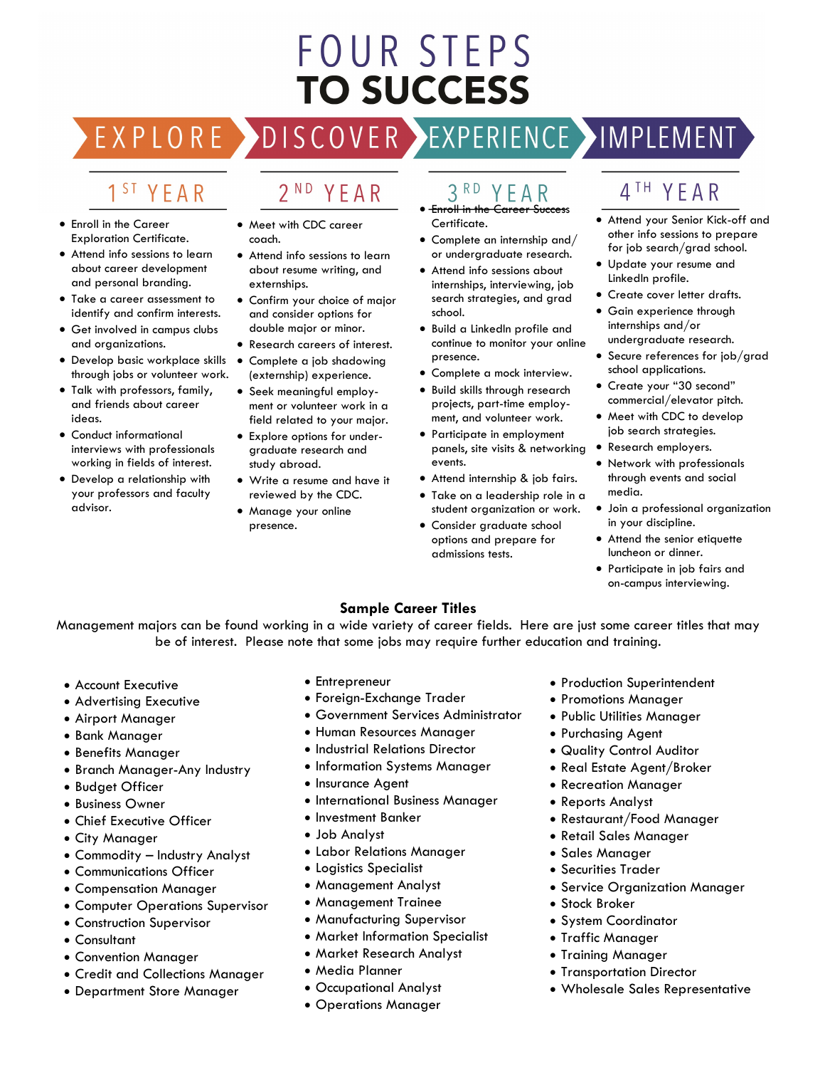# FOUR STEPS TO SUCCESS

EXPLORE → DISCOVER → EXPERIENCE → IMPLEMENT

## 1ST YEAR (EXPLORE)

- Enroll in the Career Exploration Certificate.
- Attend info sessions to learn about career development and personal branding.
- Take a career assessment to identify and confirm interests.
- Get involved in campus clubs and organizations.
- Develop basic workplace skills through jobs or volunteer work.
- Talk with professors, family, and friends about career ideas.
- Conduct informational interviews with professionals working in fields of interest.
- Develop a relationship with your professors and faculty advisor.

## 2ND YEAR (DISCOVER)

- Meet with CDC career coach.
- Attend info sessions to learn about resume writing, and externships.
- Confirm your choice of major and consider options for double major or minor.
- Research careers of interest.
- Complete a job shadowing (externship) experience.
- Seek meaningful employment or volunteer work in a field related to your major.
- Explore options for undergraduate research and study abroad.
- Write a resume and have it reviewed by the CDC.
- Manage your online presence.

## 3RD YEAR (EXPERIENCE)

- ~~Enroll in the Career Success~~ Certificate.
- Complete an internship and/or undergraduate research.
- Attend info sessions about internships, interviewing, job search strategies, and grad school.
- Build a LinkedIn profile and continue to monitor your online presence.
- Complete a mock interview.
- Build skills through research projects, part-time employment, and volunteer work.
- Participate in employment panels, site visits & networking events.
- Attend internship & job fairs.
- Take on a leadership role in a student organization or work.
- Consider graduate school options and prepare for admissions tests.

## 4TH YEAR (IMPLEMENT)

- Attend your Senior Kick-off and other info sessions to prepare for job search/grad school.
- Update your resume and LinkedIn profile.
- Create cover letter drafts.
- Gain experience through internships and/or undergraduate research.
- Secure references for job/grad school applications.
- Create your "30 second" commercial/elevator pitch.
- Meet with CDC to develop job search strategies.
- Research employers.
- Network with professionals through events and social media.
- Join a professional organization in your discipline.
- Attend the senior etiquette luncheon or dinner.
- Participate in job fairs and on-campus interviewing.

## Sample Career Titles

Management majors can be found working in a wide variety of career fields. Here are just some career titles that may be of interest. Please note that some jobs may require further education and training.

- Account Executive
- Advertising Executive
- Airport Manager
- Bank Manager
- Benefits Manager
- Branch Manager-Any Industry
- Budget Officer
- Business Owner
- Chief Executive Officer
- City Manager
- Commodity – Industry Analyst
- Communications Officer
- Compensation Manager
- Computer Operations Supervisor
- Construction Supervisor
- Consultant
- Convention Manager
- Credit and Collections Manager
- Department Store Manager
- Entrepreneur
- Foreign-Exchange Trader
- Government Services Administrator
- Human Resources Manager
- Industrial Relations Director
- Information Systems Manager
- Insurance Agent
- International Business Manager
- Investment Banker
- Job Analyst
- Labor Relations Manager
- Logistics Specialist
- Management Analyst
- Management Trainee
- Manufacturing Supervisor
- Market Information Specialist
- Market Research Analyst
- Media Planner
- Occupational Analyst
- Operations Manager
- Production Superintendent
- Promotions Manager
- Public Utilities Manager
- Purchasing Agent
- Quality Control Auditor
- Real Estate Agent/Broker
- Recreation Manager
- Reports Analyst
- Restaurant/Food Manager
- Retail Sales Manager
- Sales Manager
- Securities Trader
- Service Organization Manager
- Stock Broker
- System Coordinator
- Traffic Manager
- Training Manager
- Transportation Director
- Wholesale Sales Representative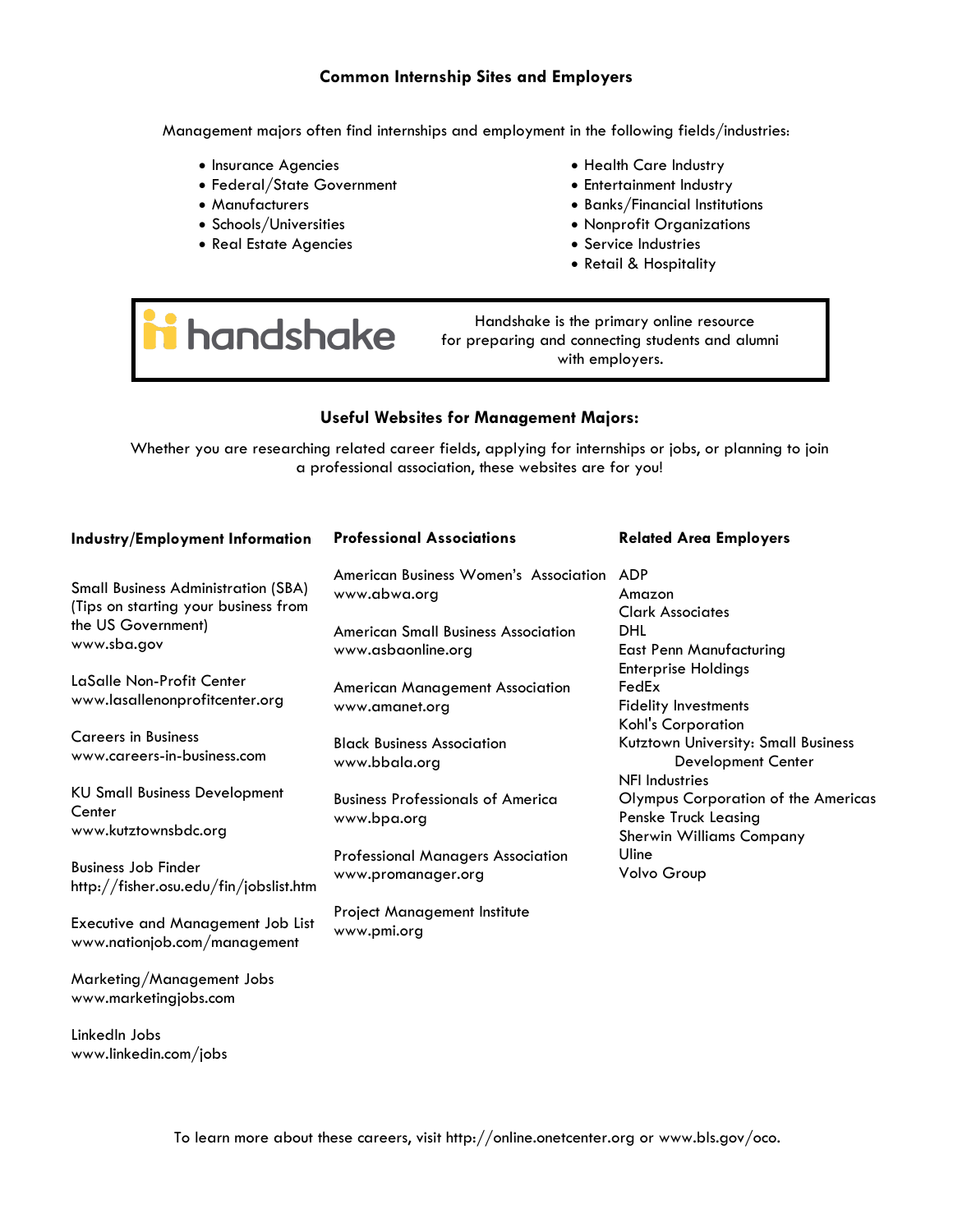## Common Internship Sites and Employers

Management majors often find internships and employment in the following fields/industries:

- Insurance Agencies
- Federal/State Government
- Manufacturers
- Schools/Universities
- Real Estate Agencies
- Health Care Industry
- Entertainment Industry
- Banks/Financial Institutions
- Nonprofit Organizations
- Service Industries
- Retail & Hospitality

**handshake**

Handshake is the primary online resource for preparing and connecting students and alumni with employers.

## Useful Websites for Management Majors:

Whether you are researching related career fields, applying for internships or jobs, or planning to join a professional association, these websites are for you!

### Industry/Employment Information

Small Business Administration (SBA) (Tips on starting your business from the US Government)
www.sba.gov

LaSalle Non-Profit Center
www.lasallenonprofitcenter.org

Careers in Business
www.careers-in-business.com

KU Small Business Development Center
www.kutztownsbdc.org

Business Job Finder
http://fisher.osu.edu/fin/jobslist.htm

Executive and Management Job List
www.nationjob.com/management

Marketing/Management Jobs
www.marketingjobs.com

LinkedIn Jobs
www.linkedin.com/jobs

### Professional Associations

American Business Women's Association
www.abwa.org

American Small Business Association
www.asbaonline.org

American Management Association
www.amanet.org

Black Business Association
www.bbala.org

Business Professionals of America
www.bpa.org

Professional Managers Association
www.promanager.org

Project Management Institute
www.pmi.org

### Related Area Employers

ADP
Amazon
Clark Associates
DHL
East Penn Manufacturing
Enterprise Holdings
FedEx
Fidelity Investments
Kohl's Corporation
Kutztown University: Small Business Development Center
NFI Industries
Olympus Corporation of the Americas
Penske Truck Leasing
Sherwin Williams Company
Uline
Volvo Group

To learn more about these careers, visit http://online.onetcenter.org or www.bls.gov/oco.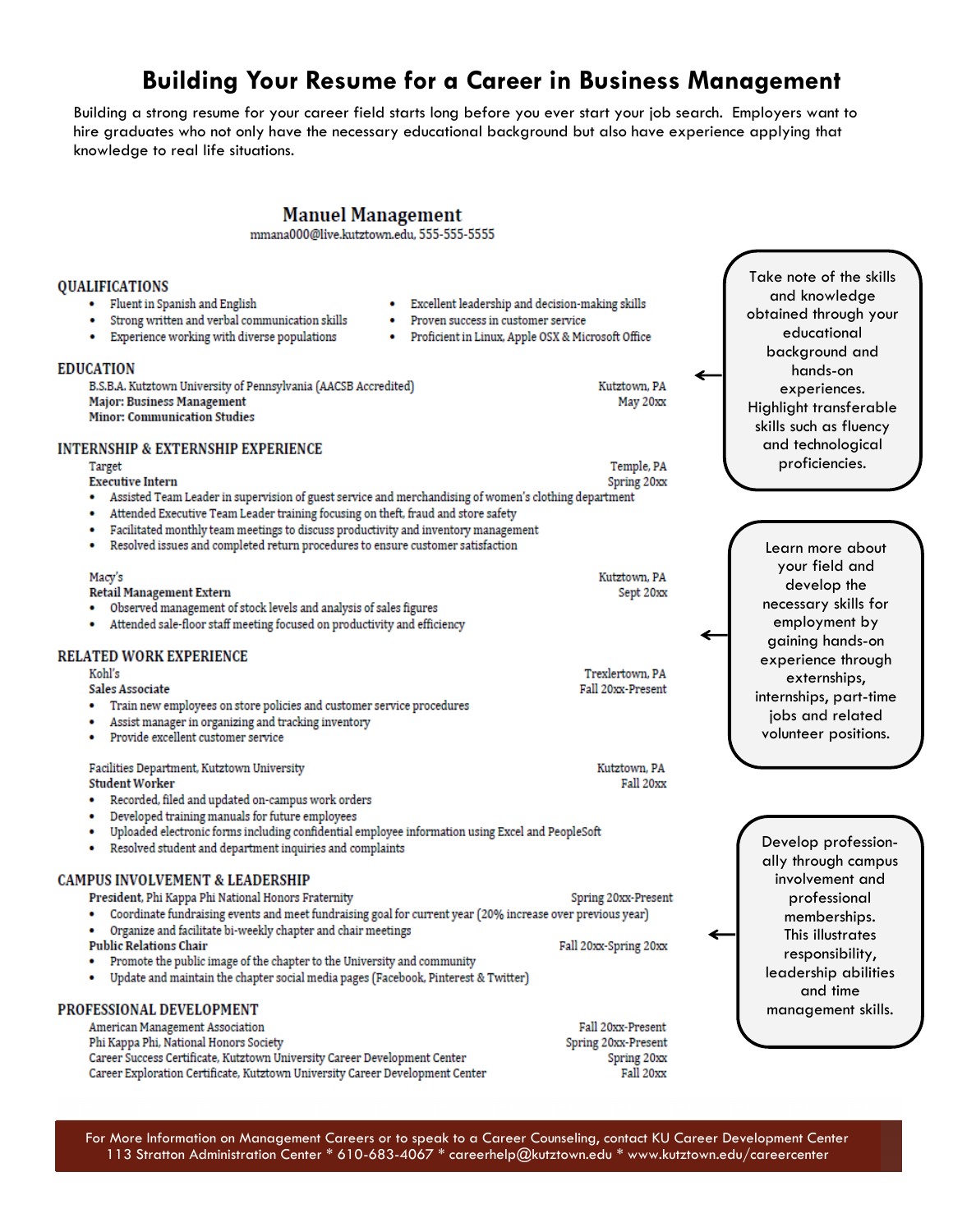# Building Your Resume for a Career in Business Management

Building a strong resume for your career field starts long before you ever start your job search. Employers want to hire graduates who not only have the necessary educational background but also have experience applying that knowledge to real life situations.

## Manuel Management

mmana000@live.kutztown.edu, 555-555-5555

### QUALIFICATIONS

- Fluent in Spanish and English
- Strong written and verbal communication skills
- Experience working with diverse populations
- Excellent leadership and decision-making skills
- Proven success in customer service
- Proficient in Linux, Apple OSX & Microsoft Office

> Take note of the skills and knowledge obtained through your educational background and hands-on experiences. Highlight transferable skills such as fluency and technological proficiencies.

### EDUCATION

B.S.B.A. Kutztown University of Pennsylvania (AACSB Accredited) — Kutztown, PA
**Major: Business Management** — May 20xx
**Minor: Communication Studies**

### INTERNSHIP & EXTERNSHIP EXPERIENCE

Target — Temple, PA
**Executive Intern** — Spring 20xx

- Assisted Team Leader in supervision of guest service and merchandising of women's clothing department
- Attended Executive Team Leader training focusing on theft, fraud and store safety
- Facilitated monthly team meetings to discuss productivity and inventory management
- Resolved issues and completed return procedures to ensure customer satisfaction

Macy's — Kutztown, PA
**Retail Management Extern** — Sept 20xx

- Observed management of stock levels and analysis of sales figures
- Attended sale-floor staff meeting focused on productivity and efficiency

> Learn more about your field and develop the necessary skills for employment by gaining hands-on experience through externships, internships, part-time jobs and related volunteer positions.

### RELATED WORK EXPERIENCE

Kohl's — Trexlertown, PA
**Sales Associate** — Fall 20xx-Present

- Train new employees on store policies and customer service procedures
- Assist manager in organizing and tracking inventory
- Provide excellent customer service

Facilities Department, Kutztown University — Kutztown, PA
**Student Worker** — Fall 20xx

- Recorded, filed and updated on-campus work orders
- Developed training manuals for future employees
- Uploaded electronic forms including confidential employee information using Excel and PeopleSoft
- Resolved student and department inquiries and complaints

### CAMPUS INVOLVEMENT & LEADERSHIP

**President**, Phi Kappa Phi National Honors Fraternity — Spring 20xx-Present

- Coordinate fundraising events and meet fundraising goal for current year (20% increase over previous year)
- Organize and facilitate bi-weekly chapter and chair meetings

**Public Relations Chair** — Fall 20xx-Spring 20xx

- Promote the public image of the chapter to the University and community
- Update and maintain the chapter social media pages (Facebook, Pinterest & Twitter)

> Develop professionally through campus involvement and professional memberships. This illustrates responsibility, leadership abilities and time management skills.

### PROFESSIONAL DEVELOPMENT

American Management Association — Fall 20xx-Present
Phi Kappa Phi, National Honors Society — Spring 20xx-Present
Career Success Certificate, Kutztown University Career Development Center — Spring 20xx
Career Exploration Certificate, Kutztown University Career Development Center — Fall 20xx

For More Information on Management Careers or to speak to a Career Counseling, contact KU Career Development Center
113 Stratton Administration Center * 610-683-4067 * careerhelp@kutztown.edu * www.kutztown.edu/careercenter